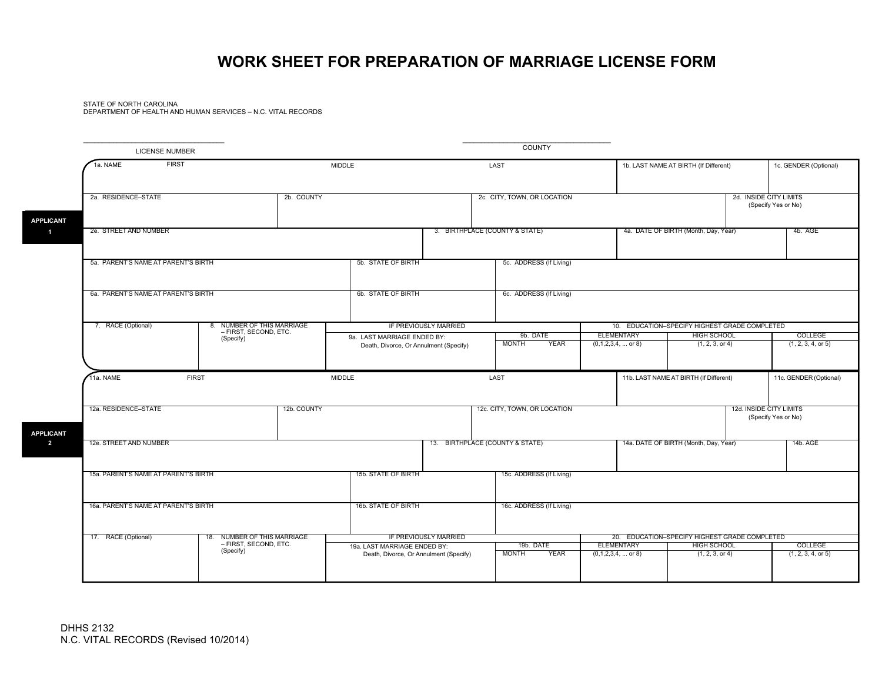# WORK SHEET FOR PREPARATION OF MARRIAGE LICENSE FORM

STATE OF NORTH CAROLINA
DEPARTMENT OF HEALTH AND HUMAN SERVICES – N.C. VITAL RECORDS

\_\_\_\_\_\_\_\_\_\_\_\_\_\_\_\_\_\_\_\_\_\_\_\_\_\_\_\_\_\_\_\_
LICENSE NUMBER

\_\_\_\_\_\_\_\_\_\_\_\_\_\_\_\_\_\_\_\_\_\_\_\_\_\_\_\_\_\_\_\_
COUNTY

**APPLICANT 1**

| 1a. NAME FIRST | MIDDLE | LAST | 1b. LAST NAME AT BIRTH (If Different) | 1c. GENDER (Optional) |
|---|---|---|---|---|
| | | | | |

| 2a. RESIDENCE–STATE | 2b. COUNTY | 2c. CITY, TOWN, OR LOCATION | 2d. INSIDE CITY LIMITS (Specify Yes or No) |
|---|---|---|---|
| | | | |

| 2e. STREET AND NUMBER | 3. BIRTHPLACE (COUNTY & STATE) | 4a. DATE OF BIRTH (Month, Day, Year) | 4b. AGE |
|---|---|---|---|
| | | | |

| 5a. PARENT'S NAME AT PARENT'S BIRTH | 5b. STATE OF BIRTH | 5c. ADDRESS (If Living) |
|---|---|---|
| | | |
| **6a. PARENT'S NAME AT PARENT'S BIRTH** | **6b. STATE OF BIRTH** | **6c. ADDRESS (If Living)** |
| | | |

| 7. RACE (Optional) | 8. NUMBER OF THIS MARRIAGE – FIRST, SECOND, ETC. (Specify) | IF PREVIOUSLY MARRIED | | | 10. EDUCATION–SPECIFY HIGHEST GRADE COMPLETED | | |
|---|---|---|---|---|---|---|---|
| | | 9a. LAST MARRIAGE ENDED BY: Death, Divorce, Or Annulment (Specify) | 9b. DATE MONTH | YEAR | ELEMENTARY (0,1,2,3,4, ... or 8) | HIGH SCHOOL (1, 2, 3, or 4) | COLLEGE (1, 2, 3, 4, or 5) |
| | | | | | | | |

**APPLICANT 2**

| 11a. NAME FIRST | MIDDLE | LAST | 11b. LAST NAME AT BIRTH (If Different) | 11c. GENDER (Optional) |
|---|---|---|---|---|
| | | | | |

| 12a. RESIDENCE–STATE | 12b. COUNTY | 12c. CITY, TOWN, OR LOCATION | 12d. INSIDE CITY LIMITS (Specify Yes or No) |
|---|---|---|---|
| | | | |

| 12e. STREET AND NUMBER | 13. BIRTHPLACE (COUNTY & STATE) | 14a. DATE OF BIRTH (Month, Day, Year) | 14b. AGE |
|---|---|---|---|
| | | | |

| 15a. PARENT'S NAME AT PARENT'S BIRTH | 15b. STATE OF BIRTH | 15c. ADDRESS (If Living) |
|---|---|---|
| | | |
| **16a. PARENT'S NAME AT PARENT'S BIRTH** | **16b. STATE OF BIRTH** | **16c. ADDRESS (If Living)** |
| | | |

| 17. RACE (Optional) | 18. NUMBER OF THIS MARRIAGE – FIRST, SECOND, ETC. (Specify) | IF PREVIOUSLY MARRIED | | | 20. EDUCATION–SPECIFY HIGHEST GRADE COMPLETED | | |
|---|---|---|---|---|---|---|---|
| | | 19a. LAST MARRIAGE ENDED BY: Death, Divorce, Or Annulment (Specify) | 19b. DATE MONTH | YEAR | ELEMENTARY (0,1,2,3,4, ... or 8) | HIGH SCHOOL (1, 2, 3, or 4) | COLLEGE (1, 2, 3, 4, or 5) |
| | | | | | | | |

DHHS 2132
N.C. VITAL RECORDS (Revised 10/2014)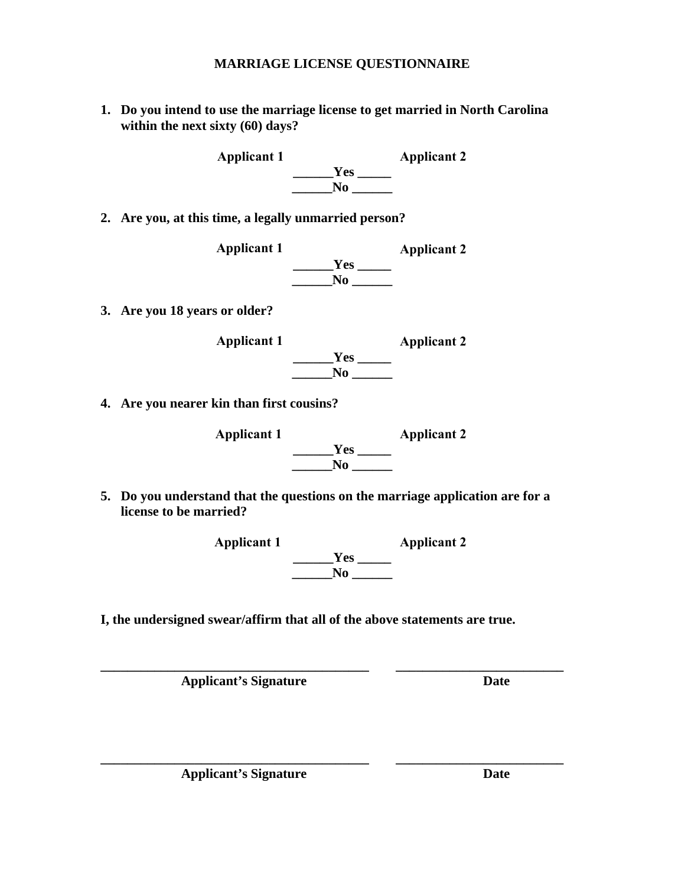# MARRIAGE LICENSE QUESTIONNAIRE

1. **Do you intend to use the marriage license to get married in North Carolina within the next sixty (60) days?**

**Applicant 1** **Applicant 2**

______Yes _____
______No ______

2. **Are you, at this time, a legally unmarried person?**

**Applicant 1** **Applicant 2**

______Yes _____
______No ______

3. **Are you 18 years or older?**

**Applicant 1** **Applicant 2**

______Yes _____
______No ______

4. **Are you nearer kin than first cousins?**

**Applicant 1** **Applicant 2**

______Yes _____
______No ______

5. **Do you understand that the questions on the marriage application are for a license to be married?**

**Applicant 1** **Applicant 2**

______Yes _____
______No ______

**I, the undersigned swear/affirm that all of the above statements are true.**

_________________________________________ _________________________
**Applicant's Signature** **Date**

_________________________________________ _________________________
**Applicant's Signature** **Date**